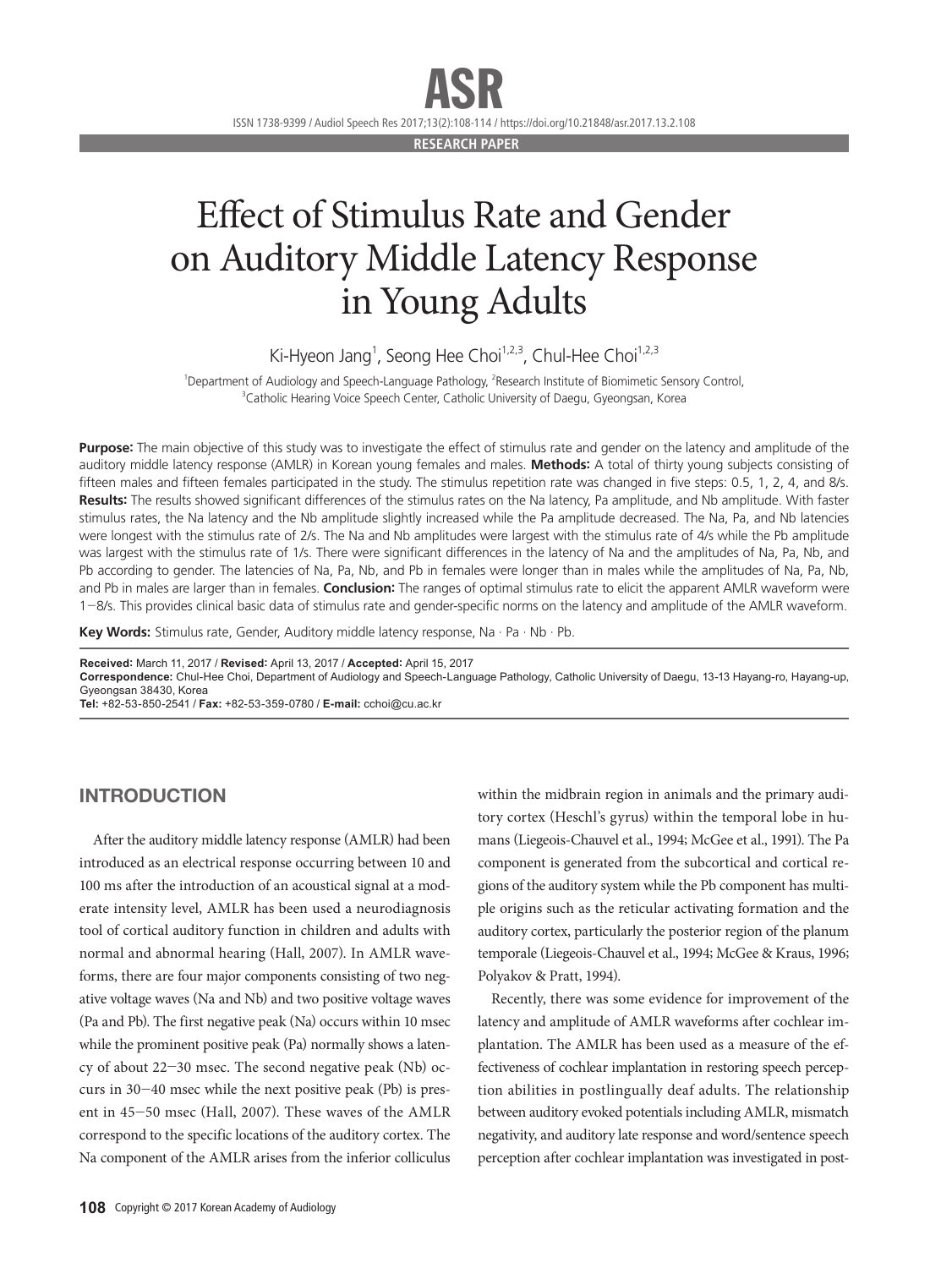RESEARCH PAPER

# Effect of Stimulus Rate and Gender on Auditory Middle Latency Response in Young Adults

Ki-Hyeon Jang[1], Seong Hee Choi[1,2,3], Chul-Hee Choi[1,2,3]

[1]Department of Audiology and Speech-Language Pathology, [2]Research Institute of Biomimetic Sensory Control, [3]Catholic Hearing Voice Speech Center, Catholic University of Daegu, Gyeongsan, Korea

**Purpose:** The main objective of this study was to investigate the effect of stimulus rate and gender on the latency and amplitude of the auditory middle latency response (AMLR) in Korean young females and males. **Methods:** A total of thirty young subjects consisting of fifteen males and fifteen females participated in the study. The stimulus repetition rate was changed in five steps: 0.5, 1, 2, 4, and 8/s. **Results:** The results showed significant differences of the stimulus rates on the Na latency, Pa amplitude, and Nb amplitude. With faster stimulus rates, the Na latency and the Nb amplitude slightly increased while the Pa amplitude decreased. The Na, Pa, and Nb latencies were longest with the stimulus rate of 2/s. The Na and Nb amplitudes were largest with the stimulus rate of 4/s while the Pb amplitude was largest with the stimulus rate of 1/s. There were significant differences in the latency of Na and the amplitudes of Na, Pa, Nb, and Pb according to gender. The latencies of Na, Pa, Nb, and Pb in females were longer than in males while the amplitudes of Na, Pa, Nb, and Pb in males are larger than in females. **Conclusion:** The ranges of optimal stimulus rate to elicit the apparent AMLR waveform were 1−8/s. This provides clinical basic data of stimulus rate and gender-specific norms on the latency and amplitude of the AMLR waveform.

**Key Words:** Stimulus rate, Gender, Auditory middle latency response, Na · Pa · Nb · Pb.

**Received:** March 11, 2017 / **Revised:** April 13, 2017 / **Accepted:** April 15, 2017
**Correspondence:** Chul-Hee Choi, Department of Audiology and Speech-Language Pathology, Catholic University of Daegu, 13-13 Hayang-ro, Hayang-up, Gyeongsan 38430, Korea
**Tel:** +82-53-850-2541 / **Fax:** +82-53-359-0780 / **E-mail:** cchoi@cu.ac.kr

## INTRODUCTION

After the auditory middle latency response (AMLR) had been introduced as an electrical response occurring between 10 and 100 ms after the introduction of an acoustical signal at a moderate intensity level, AMLR has been used a neurodiagnosis tool of cortical auditory function in children and adults with normal and abnormal hearing (Hall, 2007). In AMLR waveforms, there are four major components consisting of two negative voltage waves (Na and Nb) and two positive voltage waves (Pa and Pb). The first negative peak (Na) occurs within 10 msec while the prominent positive peak (Pa) normally shows a latency of about 22−30 msec. The second negative peak (Nb) occurs in 30−40 msec while the next positive peak (Pb) is present in 45−50 msec (Hall, 2007). These waves of the AMLR correspond to the specific locations of the auditory cortex. The Na component of the AMLR arises from the inferior colliculus within the midbrain region in animals and the primary auditory cortex (Heschl's gyrus) within the temporal lobe in humans (Liegeois-Chauvel et al., 1994; McGee et al., 1991). The Pa component is generated from the subcortical and cortical regions of the auditory system while the Pb component has multiple origins such as the reticular activating formation and the auditory cortex, particularly the posterior region of the planum temporale (Liegeois-Chauvel et al., 1994; McGee & Kraus, 1996; Polyakov & Pratt, 1994).

Recently, there was some evidence for improvement of the latency and amplitude of AMLR waveforms after cochlear implantation. The AMLR has been used as a measure of the effectiveness of cochlear implantation in restoring speech perception abilities in postlingually deaf adults. The relationship between auditory evoked potentials including AMLR, mismatch negativity, and auditory late response and word/sentence speech perception after cochlear implantation was investigated in post-

Copyright © 2017 Korean Academy of Audiology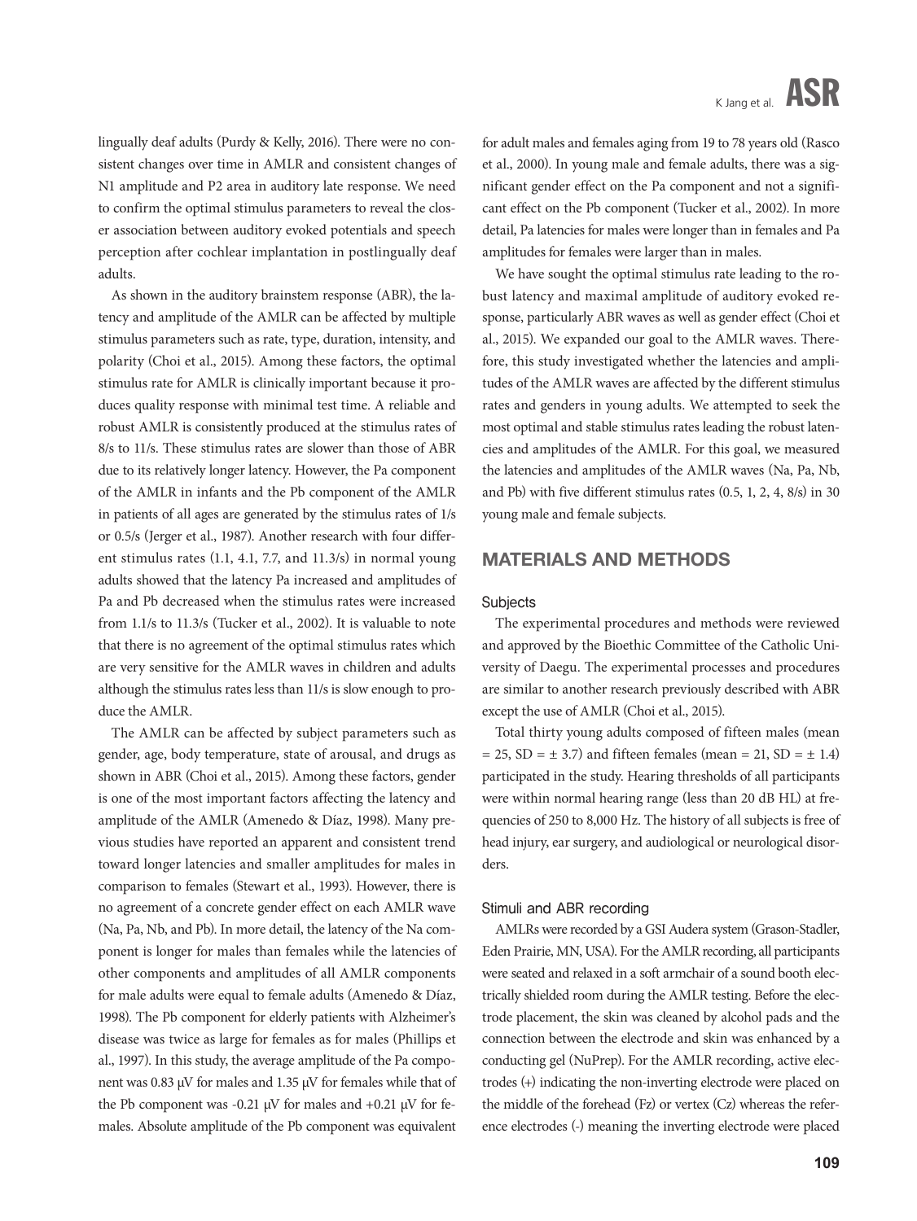lingually deaf adults (Purdy & Kelly, 2016). There were no consistent changes over time in AMLR and consistent changes of N1 amplitude and P2 area in auditory late response. We need to confirm the optimal stimulus parameters to reveal the closer association between auditory evoked potentials and speech perception after cochlear implantation in postlingually deaf adults.

As shown in the auditory brainstem response (ABR), the latency and amplitude of the AMLR can be affected by multiple stimulus parameters such as rate, type, duration, intensity, and polarity (Choi et al., 2015). Among these factors, the optimal stimulus rate for AMLR is clinically important because it produces quality response with minimal test time. A reliable and robust AMLR is consistently produced at the stimulus rates of 8/s to 11/s. These stimulus rates are slower than those of ABR due to its relatively longer latency. However, the Pa component of the AMLR in infants and the Pb component of the AMLR in patients of all ages are generated by the stimulus rates of 1/s or 0.5/s (Jerger et al., 1987). Another research with four different stimulus rates (1.1, 4.1, 7.7, and 11.3/s) in normal young adults showed that the latency Pa increased and amplitudes of Pa and Pb decreased when the stimulus rates were increased from 1.1/s to 11.3/s (Tucker et al., 2002). It is valuable to note that there is no agreement of the optimal stimulus rates which are very sensitive for the AMLR waves in children and adults although the stimulus rates less than 11/s is slow enough to produce the AMLR.

The AMLR can be affected by subject parameters such as gender, age, body temperature, state of arousal, and drugs as shown in ABR (Choi et al., 2015). Among these factors, gender is one of the most important factors affecting the latency and amplitude of the AMLR (Amenedo & Díaz, 1998). Many previous studies have reported an apparent and consistent trend toward longer latencies and smaller amplitudes for males in comparison to females (Stewart et al., 1993). However, there is no agreement of a concrete gender effect on each AMLR wave (Na, Pa, Nb, and Pb). In more detail, the latency of the Na component is longer for males than females while the latencies of other components and amplitudes of all AMLR components for male adults were equal to female adults (Amenedo & Díaz, 1998). The Pb component for elderly patients with Alzheimer's disease was twice as large for females as for males (Phillips et al., 1997). In this study, the average amplitude of the Pa component was 0.83 μV for males and 1.35 μV for females while that of the Pb component was -0.21 μV for males and +0.21 μV for females. Absolute amplitude of the Pb component was equivalent for adult males and females aging from 19 to 78 years old (Rasco et al., 2000). In young male and female adults, there was a significant gender effect on the Pa component and not a significant effect on the Pb component (Tucker et al., 2002). In more detail, Pa latencies for males were longer than in females and Pa amplitudes for females were larger than in males.

We have sought the optimal stimulus rate leading to the robust latency and maximal amplitude of auditory evoked response, particularly ABR waves as well as gender effect (Choi et al., 2015). We expanded our goal to the AMLR waves. Therefore, this study investigated whether the latencies and amplitudes of the AMLR waves are affected by the different stimulus rates and genders in young adults. We attempted to seek the most optimal and stable stimulus rates leading the robust latencies and amplitudes of the AMLR. For this goal, we measured the latencies and amplitudes of the AMLR waves (Na, Pa, Nb, and Pb) with five different stimulus rates (0.5, 1, 2, 4, 8/s) in 30 young male and female subjects.

## MATERIALS AND METHODS

### Subjects

The experimental procedures and methods were reviewed and approved by the Bioethic Committee of the Catholic University of Daegu. The experimental processes and procedures are similar to another research previously described with ABR except the use of AMLR (Choi et al., 2015).

Total thirty young adults composed of fifteen males (mean = 25, SD = ± 3.7) and fifteen females (mean = 21, SD = ± 1.4) participated in the study. Hearing thresholds of all participants were within normal hearing range (less than 20 dB HL) at frequencies of 250 to 8,000 Hz. The history of all subjects is free of head injury, ear surgery, and audiological or neurological disorders.

### Stimuli and ABR recording

AMLRs were recorded by a GSI Audera system (Grason-Stadler, Eden Prairie, MN, USA). For the AMLR recording, all participants were seated and relaxed in a soft armchair of a sound booth electrically shielded room during the AMLR testing. Before the electrode placement, the skin was cleaned by alcohol pads and the connection between the electrode and skin was enhanced by a conducting gel (NuPrep). For the AMLR recording, active electrodes (+) indicating the non-inverting electrode were placed on the middle of the forehead (Fz) or vertex (Cz) whereas the reference electrodes (-) meaning the inverting electrode were placed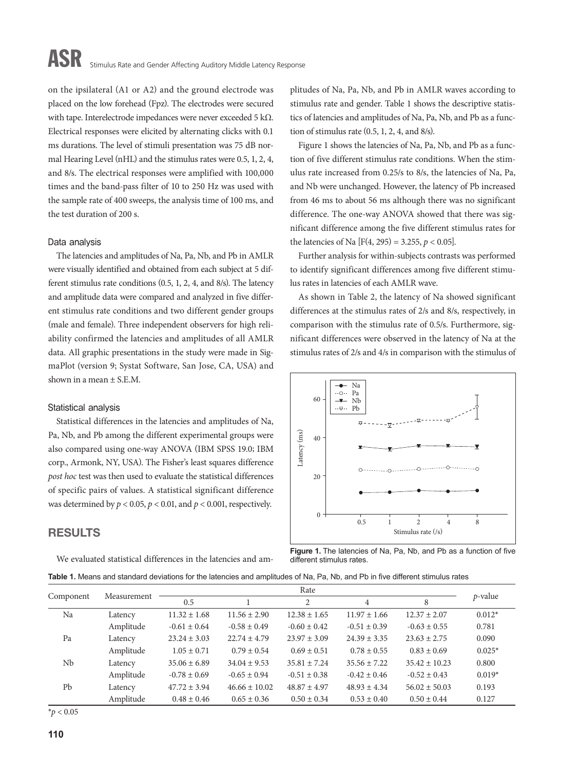on the ipsilateral (A1 or A2) and the ground electrode was placed on the low forehead (Fpz). The electrodes were secured with tape. Interelectrode impedances were never exceeded 5 kΩ. Electrical responses were elicited by alternating clicks with 0.1 ms durations. The level of stimuli presentation was 75 dB normal Hearing Level (nHL) and the stimulus rates were 0.5, 1, 2, 4, and 8/s. The electrical responses were amplified with 100,000 times and the band-pass filter of 10 to 250 Hz was used with the sample rate of 400 sweeps, the analysis time of 100 ms, and the test duration of 200 s.

### Data analysis

The latencies and amplitudes of Na, Pa, Nb, and Pb in AMLR were visually identified and obtained from each subject at 5 different stimulus rate conditions (0.5, 1, 2, 4, and 8/s). The latency and amplitude data were compared and analyzed in five different stimulus rate conditions and two different gender groups (male and female). Three independent observers for high reliability confirmed the latencies and amplitudes of all AMLR data. All graphic presentations in the study were made in SigmaPlot (version 9; Systat Software, San Jose, CA, USA) and shown in a mean ± S.E.M.

### Statistical analysis

Statistical differences in the latencies and amplitudes of Na, Pa, Nb, and Pb among the different experimental groups were also compared using one-way ANOVA (IBM SPSS 19.0; IBM corp., Armonk, NY, USA). The Fisher's least squares difference *post hoc* test was then used to evaluate the statistical differences of specific pairs of values. A statistical significant difference was determined by $p < 0.05$, $p < 0.01$, and $p < 0.001$, respectively.

## RESULTS

We evaluated statistical differences in the latencies and amplitudes of Na, Pa, Nb, and Pb in AMLR waves according to stimulus rate and gender. Table 1 shows the descriptive statistics of latencies and amplitudes of Na, Pa, Nb, and Pb as a function of stimulus rate (0.5, 1, 2, 4, and 8/s).

Figure 1 shows the latencies of Na, Pa, Nb, and Pb as a function of five different stimulus rate conditions. When the stimulus rate increased from 0.25/s to 8/s, the latencies of Na, Pa, and Nb were unchanged. However, the latency of Pb increased from 46 ms to about 56 ms although there was no significant difference. The one-way ANOVA showed that there was significant difference among the five different stimulus rates for the latencies of Na [$F(4, 295) = 3.255$, $p < 0.05$].

Further analysis for within-subjects contrasts was performed to identify significant differences among five different stimulus rates in latencies of each AMLR wave.

As shown in Table 2, the latency of Na showed significant differences at the stimulus rates of 2/s and 8/s, respectively, in comparison with the stimulus rate of 0.5/s. Furthermore, significant differences were observed in the latency of Na at the stimulus rates of 2/s and 4/s in comparison with the stimulus of

**Figure 1.** The latencies of Na, Pa, Nb, and Pb as a function of five different stimulus rates.

**Table 1.** Means and standard deviations for the latencies and amplitudes of Na, Pa, Nb, and Pb in five different stimulus rates

| Component | Measurement | Rate | | | | | *p*-value |
|---|---|---|---|---|---|---|---|
| | | 0.5 | 1 | 2 | 4 | 8 | |
| Na | Latency | 11.32 ± 1.68 | 11.56 ± 2.90 | 12.38 ± 1.65 | 11.97 ± 1.66 | 12.37 ± 2.07 | 0.012* |
| | Amplitude | -0.61 ± 0.64 | -0.58 ± 0.49 | -0.60 ± 0.42 | -0.51 ± 0.39 | -0.63 ± 0.55 | 0.781 |
| Pa | Latency | 23.24 ± 3.03 | 22.74 ± 4.79 | 23.97 ± 3.09 | 24.39 ± 3.35 | 23.63 ± 2.75 | 0.090 |
| | Amplitude | 1.05 ± 0.71 | 0.79 ± 0.54 | 0.69 ± 0.51 | 0.78 ± 0.55 | 0.83 ± 0.69 | 0.025* |
| Nb | Latency | 35.06 ± 6.89 | 34.04 ± 9.53 | 35.81 ± 7.24 | 35.56 ± 7.22 | 35.42 ± 10.23 | 0.800 |
| | Amplitude | -0.78 ± 0.69 | -0.65 ± 0.94 | -0.51 ± 0.38 | -0.42 ± 0.46 | -0.52 ± 0.43 | 0.019* |
| Pb | Latency | 47.72 ± 3.94 | 46.66 ± 10.02 | 48.87 ± 4.97 | 48.93 ± 4.34 | 56.02 ± 50.03 | 0.193 |
| | Amplitude | 0.48 ± 0.46 | 0.65 ± 0.36 | 0.50 ± 0.34 | 0.53 ± 0.40 | 0.50 ± 0.44 | 0.127 |

*$p < 0.05$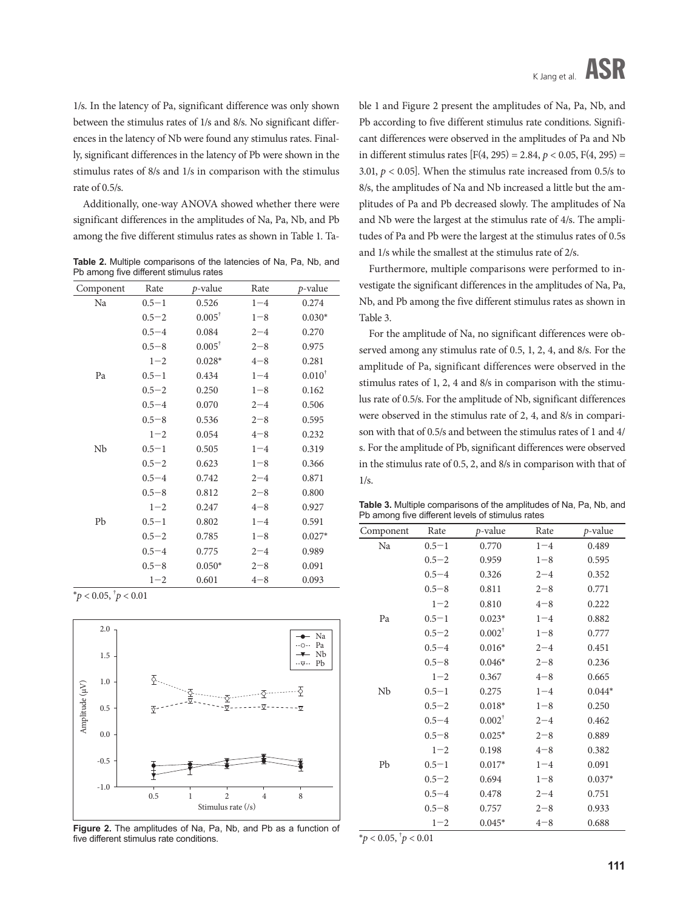1/s. In the latency of Pa, significant difference was only shown between the stimulus rates of 1/s and 8/s. No significant differences in the latency of Nb were found any stimulus rates. Finally, significant differences in the latency of Pb were shown in the stimulus rates of 8/s and 1/s in comparison with the stimulus rate of 0.5/s.

Additionally, one-way ANOVA showed whether there were significant differences in the amplitudes of Na, Pa, Nb, and Pb among the five different stimulus rates as shown in Table 1. Table 1 and Figure 2 present the amplitudes of Na, Pa, Nb, and Pb according to five different stimulus rate conditions. Significant differences were observed in the amplitudes of Pa and Nb in different stimulus rates [$F(4, 295) = 2.84$, $p < 0.05$, $F(4, 295) = 3.01$, $p < 0.05$]. When the stimulus rate increased from 0.5/s to 8/s, the amplitudes of Na and Nb increased a little but the amplitudes of Pa and Pb decreased slowly. The amplitudes of Na and Nb were the largest at the stimulus rate of 4/s. The amplitudes of Pa and Pb were the largest at the stimulus rates of 0.5s and 1/s while the smallest at the stimulus rate of 2/s.

**Table 2.** Multiple comparisons of the latencies of Na, Pa, Nb, and Pb among five different stimulus rates

| Component | Rate | *p*-value | Rate | *p*-value |
|---|---|---|---|---|
| Na | 0.5−1 | 0.526 | 1−4 | 0.274 |
| | 0.5−2 | 0.005† | 1−8 | 0.030* |
| | 0.5−4 | 0.084 | 2−4 | 0.270 |
| | 0.5−8 | 0.005† | 2−8 | 0.975 |
| | 1−2 | 0.028* | 4−8 | 0.281 |
| Pa | 0.5−1 | 0.434 | 1−4 | 0.010† |
| | 0.5−2 | 0.250 | 1−8 | 0.162 |
| | 0.5−4 | 0.070 | 2−4 | 0.506 |
| | 0.5−8 | 0.536 | 2−8 | 0.595 |
| | 1−2 | 0.054 | 4−8 | 0.232 |
| Nb | 0.5−1 | 0.505 | 1−4 | 0.319 |
| | 0.5−2 | 0.623 | 1−8 | 0.366 |
| | 0.5−4 | 0.742 | 2−4 | 0.871 |
| | 0.5−8 | 0.812 | 2−8 | 0.800 |
| | 1−2 | 0.247 | 4−8 | 0.927 |
| Pb | 0.5−1 | 0.802 | 1−4 | 0.591 |
| | 0.5−2 | 0.785 | 1−8 | 0.027* |
| | 0.5−4 | 0.775 | 2−4 | 0.989 |
| | 0.5−8 | 0.050* | 2−8 | 0.091 |
| | 1−2 | 0.601 | 4−8 | 0.093 |

*$p < 0.05$, †$p < 0.01$

**Figure 2.** The amplitudes of Na, Pa, Nb, and Pb as a function of five different stimulus rate conditions.

Furthermore, multiple comparisons were performed to investigate the significant differences in the amplitudes of Na, Pa, Nb, and Pb among the five different stimulus rates as shown in Table 3.

For the amplitude of Na, no significant differences were observed among any stimulus rate of 0.5, 1, 2, 4, and 8/s. For the amplitude of Pa, significant differences were observed in the stimulus rates of 1, 2, 4 and 8/s in comparison with the stimulus rate of 0.5/s. For the amplitude of Nb, significant differences were observed in the stimulus rate of 2, 4, and 8/s in comparison with that of 0.5/s and between the stimulus rates of 1 and 4/s. For the amplitude of Pb, significant differences were observed in the stimulus rate of 0.5, 2, and 8/s in comparison with that of 1/s.

**Table 3.** Multiple comparisons of the amplitudes of Na, Pa, Nb, and Pb among five different levels of stimulus rates

| Component | Rate | *p*-value | Rate | *p*-value |
|---|---|---|---|---|
| Na | 0.5−1 | 0.770 | 1−4 | 0.489 |
| | 0.5−2 | 0.959 | 1−8 | 0.595 |
| | 0.5−4 | 0.326 | 2−4 | 0.352 |
| | 0.5−8 | 0.811 | 2−8 | 0.771 |
| | 1−2 | 0.810 | 4−8 | 0.222 |
| Pa | 0.5−1 | 0.023* | 1−4 | 0.882 |
| | 0.5−2 | 0.002† | 1−8 | 0.777 |
| | 0.5−4 | 0.016* | 2−4 | 0.451 |
| | 0.5−8 | 0.046* | 2−8 | 0.236 |
| | 1−2 | 0.367 | 4−8 | 0.665 |
| Nb | 0.5−1 | 0.275 | 1−4 | 0.044* |
| | 0.5−2 | 0.018* | 1−8 | 0.250 |
| | 0.5−4 | 0.002† | 2−4 | 0.462 |
| | 0.5−8 | 0.025* | 2−8 | 0.889 |
| | 1−2 | 0.198 | 4−8 | 0.382 |
| Pb | 0.5−1 | 0.017* | 1−4 | 0.091 |
| | 0.5−2 | 0.694 | 1−8 | 0.037* |
| | 0.5−4 | 0.478 | 2−4 | 0.751 |
| | 0.5−8 | 0.757 | 2−8 | 0.933 |
| | 1−2 | 0.045* | 4−8 | 0.688 |

*$p < 0.05$, †$p < 0.01$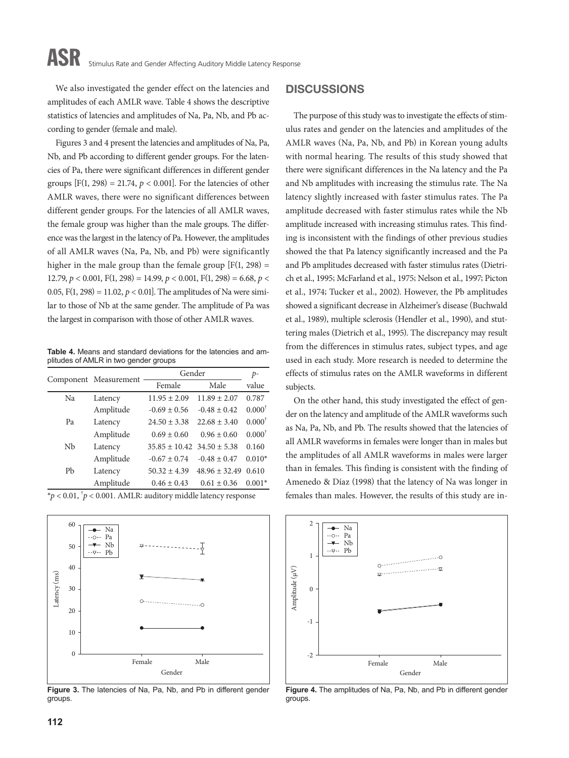We also investigated the gender effect on the latencies and amplitudes of each AMLR wave. Table 4 shows the descriptive statistics of latencies and amplitudes of Na, Pa, Nb, and Pb according to gender (female and male).

Figures 3 and 4 present the latencies and amplitudes of Na, Pa, Nb, and Pb according to different gender groups. For the latencies of Pa, there were significant differences in different gender groups [$F(1, 298) = 21.74$, $p < 0.001$]. For the latencies of other AMLR waves, there were no significant differences between different gender groups. For the latencies of all AMLR waves, the female group was higher than the male groups. The difference was the largest in the latency of Pa. However, the amplitudes of all AMLR waves (Na, Pa, Nb, and Pb) were significantly higher in the male group than the female group [$F(1, 298) = 12.79$, $p < 0.001$, $F(1, 298) = 14.99$, $p < 0.001$, $F(1, 298) = 6.68$, $p < 0.05$, $F(1, 298) = 11.02$, $p < 0.01$]. The amplitudes of Na were similar to those of Nb at the same gender. The amplitude of Pa was the largest in comparison with those of other AMLR waves.

**Table 4.** Means and standard deviations for the latencies and amplitudes of AMLR in two gender groups

| Component | Measurement | Gender | | *p*-value |
|---|---|---|---|---|
| | | Female | Male | |
| Na | Latency | 11.95 ± 2.09 | 11.89 ± 2.07 | 0.787 |
| | Amplitude | -0.69 ± 0.56 | -0.48 ± 0.42 | 0.000† |
| Pa | Latency | 24.50 ± 3.38 | 22.68 ± 3.40 | 0.000† |
| | Amplitude | 0.69 ± 0.60 | 0.96 ± 0.60 | 0.000† |
| Nb | Latency | 35.85 ± 10.42 | 34.50 ± 5.38 | 0.160 |
| | Amplitude | -0.67 ± 0.74 | -0.48 ± 0.47 | 0.010* |
| Pb | Latency | 50.32 ± 4.39 | 48.96 ± 32.49 | 0.610 |
| | Amplitude | 0.46 ± 0.43 | 0.61 ± 0.36 | 0.001* |

*$p < 0.01$, †$p < 0.001$. AMLR: auditory middle latency response

**Figure 3.** The latencies of Na, Pa, Nb, and Pb in different gender groups.

**Figure 4.** The amplitudes of Na, Pa, Nb, and Pb in different gender groups.

## DISCUSSIONS

The purpose of this study was to investigate the effects of stimulus rates and gender on the latencies and amplitudes of the AMLR waves (Na, Pa, Nb, and Pb) in Korean young adults with normal hearing. The results of this study showed that there were significant differences in the Na latency and the Pa and Nb amplitudes with increasing the stimulus rate. The Na latency slightly increased with faster stimulus rates. The Pa amplitude decreased with faster stimulus rates while the Nb amplitude increased with increasing stimulus rates. This finding is inconsistent with the findings of other previous studies showed the that Pa latency significantly increased and the Pa and Pb amplitudes decreased with faster stimulus rates (Dietrich et al., 1995; McFarland et al., 1975; Nelson et al., 1997; Picton et al., 1974; Tucker et al., 2002). However, the Pb amplitudes showed a significant decrease in Alzheimer's disease (Buchwald et al., 1989), multiple sclerosis (Hendler et al., 1990), and stuttering males (Dietrich et al., 1995). The discrepancy may result from the differences in stimulus rates, subject types, and age used in each study. More research is needed to determine the effects of stimulus rates on the AMLR waveforms in different subjects.

On the other hand, this study investigated the effect of gender on the latency and amplitude of the AMLR waveforms such as Na, Pa, Nb, and Pb. The results showed that the latencies of all AMLR waveforms in females were longer than in males but the amplitudes of all AMLR waveforms in males were larger than in females. This finding is consistent with the finding of Amenedo & Díaz (1998) that the latency of Na was longer in females than males. However, the results of this study are in-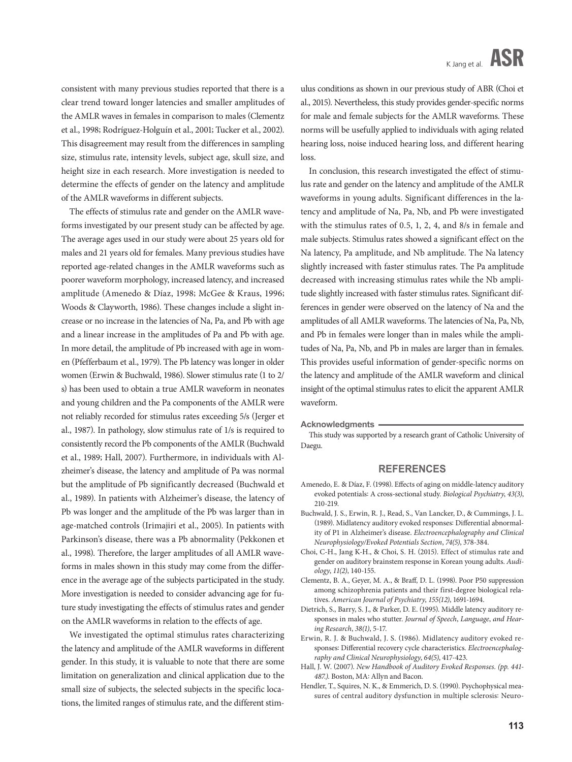consistent with many previous studies reported that there is a clear trend toward longer latencies and smaller amplitudes of the AMLR waves in females in comparison to males (Clementz et al., 1998; Rodríguez-Holguín et al., 2001; Tucker et al., 2002). This disagreement may result from the differences in sampling size, stimulus rate, intensity levels, subject age, skull size, and height size in each research. More investigation is needed to determine the effects of gender on the latency and amplitude of the AMLR waveforms in different subjects.

The effects of stimulus rate and gender on the AMLR waveforms investigated by our present study can be affected by age. The average ages used in our study were about 25 years old for males and 21 years old for females. Many previous studies have reported age-related changes in the AMLR waveforms such as poorer waveform morphology, increased latency, and increased amplitude (Amenedo & Díaz, 1998; McGee & Kraus, 1996; Woods & Clayworth, 1986). These changes include a slight increase or no increase in the latencies of Na, Pa, and Pb with age and a linear increase in the amplitudes of Pa and Pb with age. In more detail, the amplitude of Pb increased with age in women (Pfefferbaum et al., 1979). The Pb latency was longer in older women (Erwin & Buchwald, 1986). Slower stimulus rate (1 to 2/s) has been used to obtain a true AMLR waveform in neonates and young children and the Pa components of the AMLR were not reliably recorded for stimulus rates exceeding 5/s (Jerger et al., 1987). In pathology, slow stimulus rate of 1/s is required to consistently record the Pb components of the AMLR (Buchwald et al., 1989; Hall, 2007). Furthermore, in individuals with Alzheimer's disease, the latency and amplitude of Pa was normal but the amplitude of Pb significantly decreased (Buchwald et al., 1989). In patients with Alzheimer's disease, the latency of Pb was longer and the amplitude of the Pb was larger than in age-matched controls (Irimajiri et al., 2005). In patients with Parkinson's disease, there was a Pb abnormality (Pekkonen et al., 1998). Therefore, the larger amplitudes of all AMLR waveforms in males shown in this study may come from the difference in the average age of the subjects participated in the study. More investigation is needed to consider advancing age for future study investigating the effects of stimulus rates and gender on the AMLR waveforms in relation to the effects of age.

We investigated the optimal stimulus rates characterizing the latency and amplitude of the AMLR waveforms in different gender. In this study, it is valuable to note that there are some limitation on generalization and clinical application due to the small size of subjects, the selected subjects in the specific locations, the limited ranges of stimulus rate, and the different stimulus conditions as shown in our previous study of ABR (Choi et al., 2015). Nevertheless, this study provides gender-specific norms for male and female subjects for the AMLR waveforms. These norms will be usefully applied to individuals with aging related hearing loss, noise induced hearing loss, and different hearing loss.

In conclusion, this research investigated the effect of stimulus rate and gender on the latency and amplitude of the AMLR waveforms in young adults. Significant differences in the latency and amplitude of Na, Pa, Nb, and Pb were investigated with the stimulus rates of 0.5, 1, 2, 4, and 8/s in female and male subjects. Stimulus rates showed a significant effect on the Na latency, Pa amplitude, and Nb amplitude. The Na latency slightly increased with faster stimulus rates. The Pa amplitude decreased with increasing stimulus rates while the Nb amplitude slightly increased with faster stimulus rates. Significant differences in gender were observed on the latency of Na and the amplitudes of all AMLR waveforms. The latencies of Na, Pa, Nb, and Pb in females were longer than in males while the amplitudes of Na, Pa, Nb, and Pb in males are larger than in females. This provides useful information of gender-specific norms on the latency and amplitude of the AMLR waveform and clinical insight of the optimal stimulus rates to elicit the apparent AMLR waveform.

**Acknowledgments**

This study was supported by a research grant of Catholic University of Daegu.

## REFERENCES

Amenedo, E. & Díaz, F. (1998). Effects of aging on middle-latency auditory evoked potentials: A cross-sectional study. *Biological Psychiatry*, *43(3)*, 210-219.

Buchwald, J. S., Erwin, R. J., Read, S., Van Lancker, D., & Cummings, J. L. (1989). Midlatency auditory evoked responses: Differential abnormality of P1 in Alzheimer's disease. *Electroencephalography and Clinical Neurophysiology/Evoked Potentials Section*, *74(5)*, 378-384.

Choi, C-H., Jang K-H., & Choi, S. H. (2015). Effect of stimulus rate and gender on auditory brainstem response in Korean young adults. *Audiology*, *11(2)*, 140-155.

Clementz, B. A., Geyer, M. A., & Braff, D. L. (1998). Poor P50 suppression among schizophrenia patients and their first-degree biological relatives. *American Journal of Psychiatry*, *155(12)*, 1691-1694.

Dietrich, S., Barry, S. J., & Parker, D. E. (1995). Middle latency auditory responses in males who stutter. *Journal of Speech*, *Language*, *and Hearing Research*, *38(1)*, 5-17.

Erwin, R. J. & Buchwald, J. S. (1986). Midlatency auditory evoked responses: Differential recovery cycle characteristics. *Electroencephalography and Clinical Neurophysiology*, *64(5)*, 417-423.

Hall, J. W. (2007). *New Handbook of Auditory Evoked Responses. (pp. 441-487.)*. Boston, MA: Allyn and Bacon.

Hendler, T., Squires, N. K., & Emmerich, D. S. (1990). Psychophysical measures of central auditory dysfunction in multiple sclerosis: Neuro-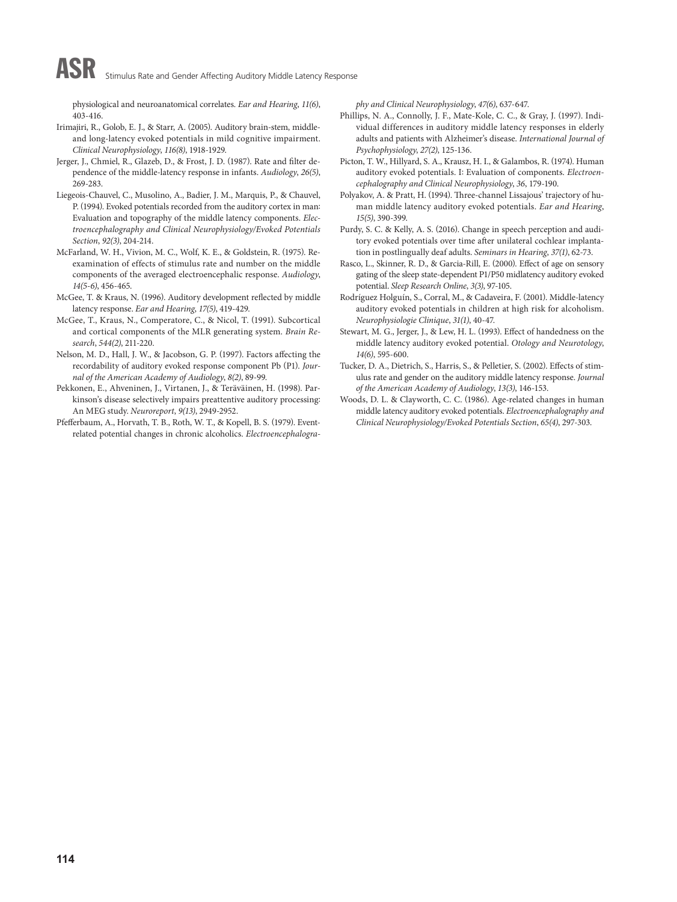physiological and neuroanatomical correlates. *Ear and Hearing*, *11(6)*, 403-416.

Irimajiri, R., Golob, E. J., & Starr, A. (2005). Auditory brain-stem, middle- and long-latency evoked potentials in mild cognitive impairment. *Clinical Neurophysiology*, *116(8)*, 1918-1929.

Jerger, J., Chmiel, R., Glazeb, D., & Frost, J. D. (1987). Rate and filter dependence of the middle-latency response in infants. *Audiology*, *26(5)*, 269-283.

Liegeois-Chauvel, C., Musolino, A., Badier, J. M., Marquis, P., & Chauvel, P. (1994). Evoked potentials recorded from the auditory cortex in man: Evaluation and topography of the middle latency components. *Electroencephalography and Clinical Neurophysiology/Evoked Potentials Section*, *92(3)*, 204-214.

McFarland, W. H., Vivion, M. C., Wolf, K. E., & Goldstein, R. (1975). Reexamination of effects of stimulus rate and number on the middle components of the averaged electroencephalic response. *Audiology*, *14(5-6)*, 456-465.

McGee, T. & Kraus, N. (1996). Auditory development reflected by middle latency response. *Ear and Hearing*, *17(5)*, 419-429.

McGee, T., Kraus, N., Comperatore, C., & Nicol, T. (1991). Subcortical and cortical components of the MLR generating system. *Brain Research*, *544(2)*, 211-220.

Nelson, M. D., Hall, J. W., & Jacobson, G. P. (1997). Factors affecting the recordability of auditory evoked response component Pb (P1). *Journal of the American Academy of Audiology*, *8(2)*, 89-99.

Pekkonen, E., Ahveninen, J., Virtanen, J., & Teräväinen, H. (1998). Parkinson's disease selectively impairs preattentive auditory processing: An MEG study. *Neuroreport*, *9(13)*, 2949-2952.

Pfefferbaum, A., Horvath, T. B., Roth, W. T., & Kopell, B. S. (1979). Event-related potential changes in chronic alcoholics. *Electroencephalography and Clinical Neurophysiology*, *47(6)*, 637-647.

Phillips, N. A., Connolly, J. F., Mate-Kole, C. C., & Gray, J. (1997). Individual differences in auditory middle latency responses in elderly adults and patients with Alzheimer's disease. *International Journal of Psychophysiology*, *27(2)*, 125-136.

Picton, T. W., Hillyard, S. A., Krausz, H. I., & Galambos, R. (1974). Human auditory evoked potentials. I: Evaluation of components. *Electroencephalography and Clinical Neurophysiology*, *36*, 179-190.

Polyakov, A. & Pratt, H. (1994). Three-channel Lissajous' trajectory of human middle latency auditory evoked potentials. *Ear and Hearing*, *15(5)*, 390-399.

Purdy, S. C. & Kelly, A. S. (2016). Change in speech perception and auditory evoked potentials over time after unilateral cochlear implantation in postlingually deaf adults. *Seminars in Hearing*, *37(1)*, 62-73.

Rasco, L., Skinner, R. D., & Garcia-Rill, E. (2000). Effect of age on sensory gating of the sleep state-dependent P1/P50 midlatency auditory evoked potential. *Sleep Research Online*, *3(3)*, 97-105.

Rodríguez Holguín, S., Corral, M., & Cadaveira, F. (2001). Middle-latency auditory evoked potentials in children at high risk for alcoholism. *Neurophysiologie Clinique*, *31(1)*, 40-47.

Stewart, M. G., Jerger, J., & Lew, H. L. (1993). Effect of handedness on the middle latency auditory evoked potential. *Otology and Neurotology*, *14(6)*, 595-600.

Tucker, D. A., Dietrich, S., Harris, S., & Pelletier, S. (2002). Effects of stimulus rate and gender on the auditory middle latency response. *Journal of the American Academy of Audiology*, *13(3)*, 146-153.

Woods, D. L. & Clayworth, C. C. (1986). Age-related changes in human middle latency auditory evoked potentials. *Electroencephalography and Clinical Neurophysiology/Evoked Potentials Section*, *65(4)*, 297-303.